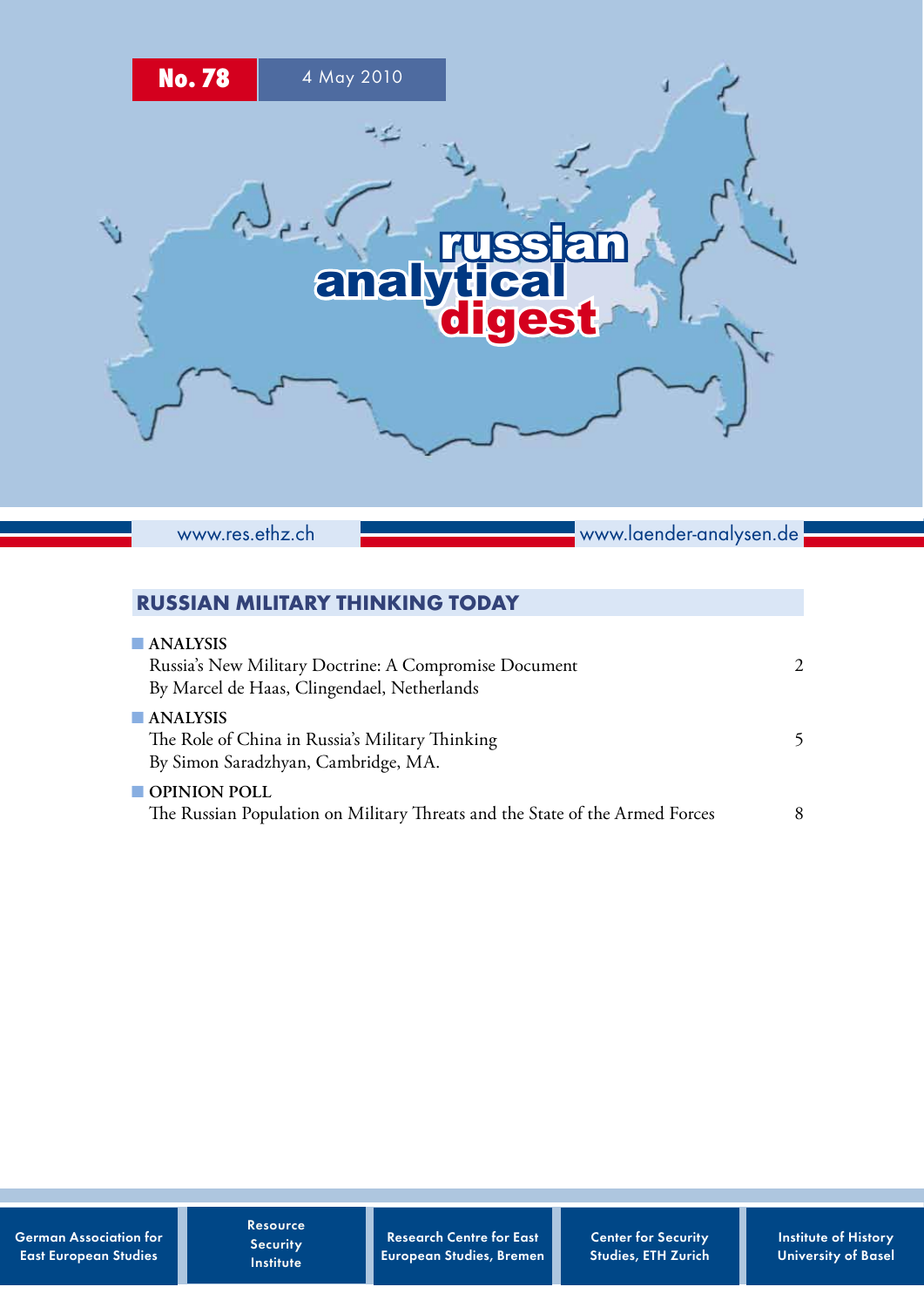# russian analytical digest

No. 78 — 4 May 2010

www.res.ethz.ch  www.laender-analysen.de

## RUSSIAN MILITARY THINKING TODAY

**ANALYSIS**
Russia's New Military Doctrine: A Compromise Document — 2
By Marcel de Haas, Clingendael, Netherlands

**ANALYSIS**
The Role of China in Russia's Military Thinking — 5
By Simon Saradzhyan, Cambridge, MA.

**OPINION POLL**
The Russian Population on Military Threats and the State of the Armed Forces — 8

German Association for East European Studies | Resource Security Institute | Research Centre for East European Studies, Bremen | Center for Security Studies, ETH Zurich | Institute of History University of Basel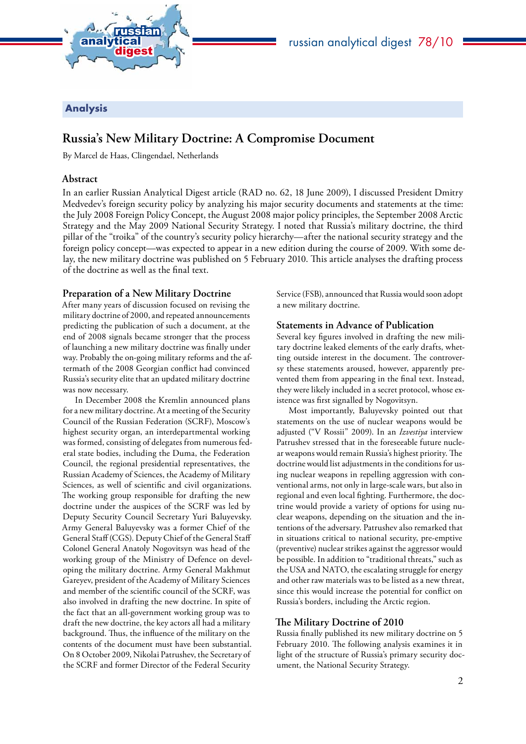## Analysis

# Russia's New Military Doctrine: A Compromise Document

By Marcel de Haas, Clingendael, Netherlands

### Abstract

In an earlier Russian Analytical Digest article (RAD no. 62, 18 June 2009), I discussed President Dmitry Medvedev's foreign security policy by analyzing his major security documents and statements at the time: the July 2008 Foreign Policy Concept, the August 2008 major policy principles, the September 2008 Arctic Strategy and the May 2009 National Security Strategy. I noted that Russia's military doctrine, the third pillar of the "troika" of the country's security policy hierarchy—after the national security strategy and the foreign policy concept—was expected to appear in a new edition during the course of 2009. With some delay, the new military doctrine was published on 5 February 2010. This article analyses the drafting process of the doctrine as well as the final text.

### Preparation of a New Military Doctrine

After many years of discussion focused on revising the military doctrine of 2000, and repeated announcements predicting the publication of such a document, at the end of 2008 signals became stronger that the process of launching a new military doctrine was finally under way. Probably the on-going military reforms and the aftermath of the 2008 Georgian conflict had convinced Russia's security elite that an updated military doctrine was now necessary.

In December 2008 the Kremlin announced plans for a new military doctrine. At a meeting of the Security Council of the Russian Federation (SCRF), Moscow's highest security organ, an interdepartmental working was formed, consisting of delegates from numerous federal state bodies, including the Duma, the Federation Council, the regional presidential representatives, the Russian Academy of Sciences, the Academy of Military Sciences, as well of scientific and civil organizations. The working group responsible for drafting the new doctrine under the auspices of the SCRF was led by Deputy Security Council Secretary Yuri Baluyevsky. Army General Baluyevsky was a former Chief of the General Staff (CGS). Deputy Chief of the General Staff Colonel General Anatoly Nogovitsyn was head of the working group of the Ministry of Defence on developing the military doctrine. Army General Makhmut Gareyev, president of the Academy of Military Sciences and member of the scientific council of the SCRF, was also involved in drafting the new doctrine. In spite of the fact that an all-government working group was to draft the new doctrine, the key actors all had a military background. Thus, the influence of the military on the contents of the document must have been substantial. On 8 October 2009, Nikolai Patrushev, the Secretary of the SCRF and former Director of the Federal Security Service (FSB), announced that Russia would soon adopt a new military doctrine.

### Statements in Advance of Publication

Several key figures involved in drafting the new military doctrine leaked elements of the early drafts, whetting outside interest in the document. The controversy these statements aroused, however, apparently prevented them from appearing in the final text. Instead, they were likely included in a secret protocol, whose existence was first signalled by Nogovitsyn.

Most importantly, Baluyevsky pointed out that statements on the use of nuclear weapons would be adjusted ("V Rossii" 2009). In an *Izvestiya* interview Patrushev stressed that in the foreseeable future nuclear weapons would remain Russia's highest priority. The doctrine would list adjustments in the conditions for using nuclear weapons in repelling aggression with conventional arms, not only in large-scale wars, but also in regional and even local fighting. Furthermore, the doctrine would provide a variety of options for using nuclear weapons, depending on the situation and the intentions of the adversary. Patrushev also remarked that in situations critical to national security, pre-emptive (preventive) nuclear strikes against the aggressor would be possible. In addition to "traditional threats," such as the USA and NATO, the escalating struggle for energy and other raw materials was to be listed as a new threat, since this would increase the potential for conflict on Russia's borders, including the Arctic region.

### The Military Doctrine of 2010

Russia finally published its new military doctrine on 5 February 2010. The following analysis examines it in light of the structure of Russia's primary security document, the National Security Strategy.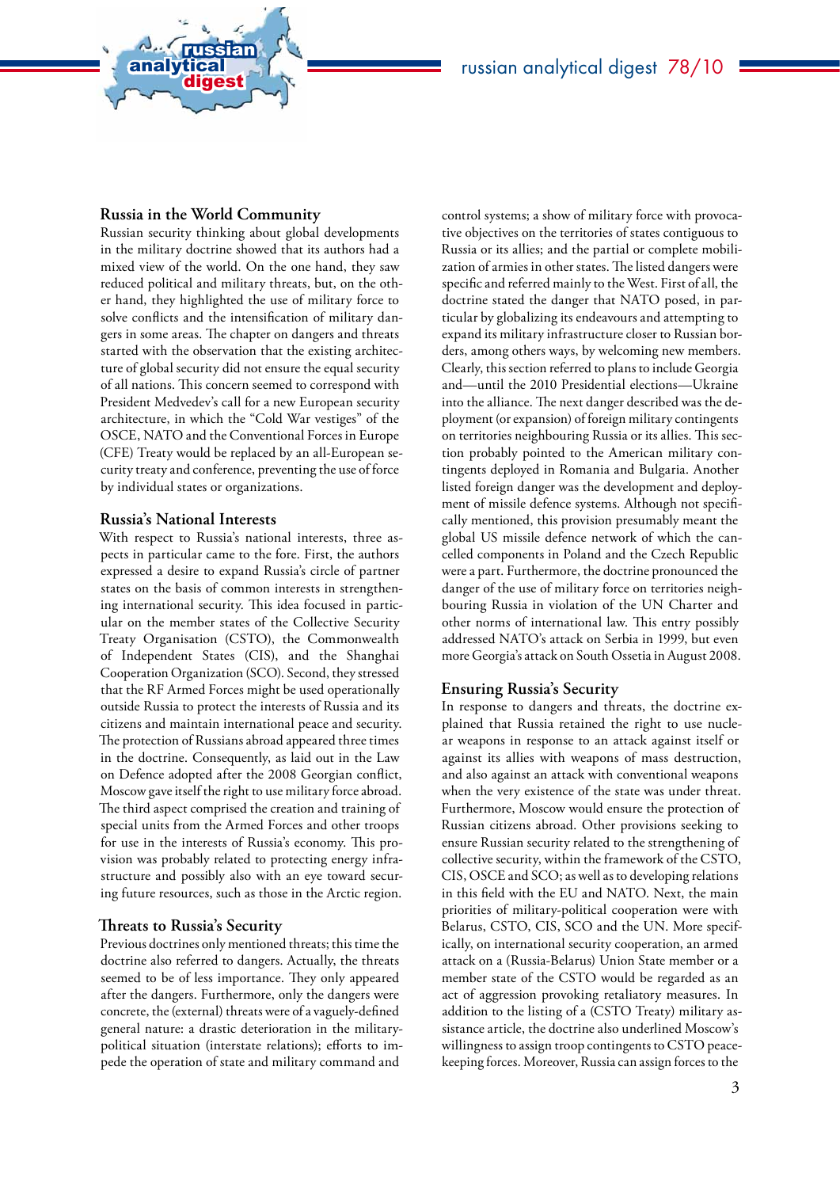### Russia in the World Community

Russian security thinking about global developments in the military doctrine showed that its authors had a mixed view of the world. On the one hand, they saw reduced political and military threats, but, on the other hand, they highlighted the use of military force to solve conflicts and the intensification of military dangers in some areas. The chapter on dangers and threats started with the observation that the existing architecture of global security did not ensure the equal security of all nations. This concern seemed to correspond with President Medvedev's call for a new European security architecture, in which the "Cold War vestiges" of the OSCE, NATO and the Conventional Forces in Europe (CFE) Treaty would be replaced by an all-European security treaty and conference, preventing the use of force by individual states or organizations.

### Russia's National Interests

With respect to Russia's national interests, three aspects in particular came to the fore. First, the authors expressed a desire to expand Russia's circle of partner states on the basis of common interests in strengthening international security. This idea focused in particular on the member states of the Collective Security Treaty Organisation (CSTO), the Commonwealth of Independent States (CIS), and the Shanghai Cooperation Organization (SCO). Second, they stressed that the RF Armed Forces might be used operationally outside Russia to protect the interests of Russia and its citizens and maintain international peace and security. The protection of Russians abroad appeared three times in the doctrine. Consequently, as laid out in the Law on Defence adopted after the 2008 Georgian conflict, Moscow gave itself the right to use military force abroad. The third aspect comprised the creation and training of special units from the Armed Forces and other troops for use in the interests of Russia's economy. This provision was probably related to protecting energy infrastructure and possibly also with an eye toward securing future resources, such as those in the Arctic region.

### Threats to Russia's Security

Previous doctrines only mentioned threats; this time the doctrine also referred to dangers. Actually, the threats seemed to be of less importance. They only appeared after the dangers. Furthermore, only the dangers were concrete, the (external) threats were of a vaguely-defined general nature: a drastic deterioration in the military-political situation (interstate relations); efforts to impede the operation of state and military command and control systems; a show of military force with provocative objectives on the territories of states contiguous to Russia or its allies; and the partial or complete mobilization of armies in other states. The listed dangers were specific and referred mainly to the West. First of all, the doctrine stated the danger that NATO posed, in particular by globalizing its endeavours and attempting to expand its military infrastructure closer to Russian borders, among others ways, by welcoming new members. Clearly, this section referred to plans to include Georgia and—until the 2010 Presidential elections—Ukraine into the alliance. The next danger described was the deployment (or expansion) of foreign military contingents on territories neighbouring Russia or its allies. This section probably pointed to the American military contingents deployed in Romania and Bulgaria. Another listed foreign danger was the development and deployment of missile defence systems. Although not specifically mentioned, this provision presumably meant the global US missile defence network of which the cancelled components in Poland and the Czech Republic were a part. Furthermore, the doctrine pronounced the danger of the use of military force on territories neighbouring Russia in violation of the UN Charter and other norms of international law. This entry possibly addressed NATO's attack on Serbia in 1999, but even more Georgia's attack on South Ossetia in August 2008.

### Ensuring Russia's Security

In response to dangers and threats, the doctrine explained that Russia retained the right to use nuclear weapons in response to an attack against itself or against its allies with weapons of mass destruction, and also against an attack with conventional weapons when the very existence of the state was under threat. Furthermore, Moscow would ensure the protection of Russian citizens abroad. Other provisions seeking to ensure Russian security related to the strengthening of collective security, within the framework of the CSTO, CIS, OSCE and SCO; as well as to developing relations in this field with the EU and NATO. Next, the main priorities of military-political cooperation were with Belarus, CSTO, CIS, SCO and the UN. More specifically, on international security cooperation, an armed attack on a (Russia-Belarus) Union State member or a member state of the CSTO would be regarded as an act of aggression provoking retaliatory measures. In addition to the listing of a (CSTO Treaty) military assistance article, the doctrine also underlined Moscow's willingness to assign troop contingents to CSTO peacekeeping forces. Moreover, Russia can assign forces to the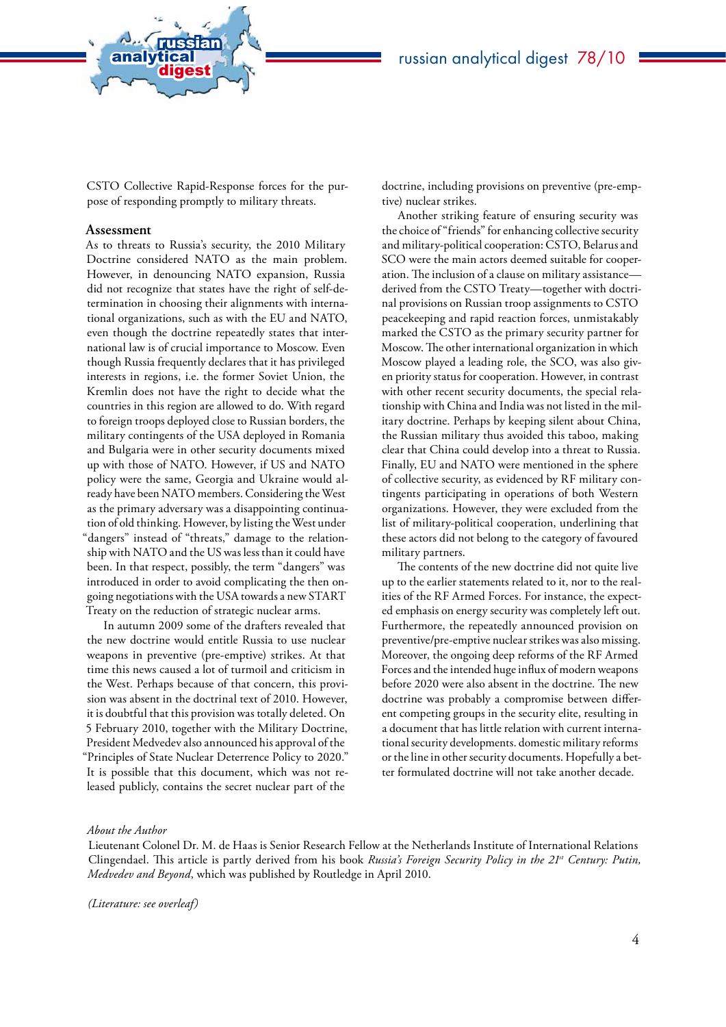CSTO Collective Rapid-Response forces for the purpose of responding promptly to military threats.

## Assessment

As to threats to Russia's security, the 2010 Military Doctrine considered NATO as the main problem. However, in denouncing NATO expansion, Russia did not recognize that states have the right of self-determination in choosing their alignments with international organizations, such as with the EU and NATO, even though the doctrine repeatedly states that international law is of crucial importance to Moscow. Even though Russia frequently declares that it has privileged interests in regions, i.e. the former Soviet Union, the Kremlin does not have the right to decide what the countries in this region are allowed to do. With regard to foreign troops deployed close to Russian borders, the military contingents of the USA deployed in Romania and Bulgaria were in other security documents mixed up with those of NATO. However, if US and NATO policy were the same, Georgia and Ukraine would already have been NATO members. Considering the West as the primary adversary was a disappointing continuation of old thinking. However, by listing the West under "dangers" instead of "threats," damage to the relationship with NATO and the US was less than it could have been. In that respect, possibly, the term "dangers" was introduced in order to avoid complicating the then ongoing negotiations with the USA towards a new START Treaty on the reduction of strategic nuclear arms.

In autumn 2009 some of the drafters revealed that the new doctrine would entitle Russia to use nuclear weapons in preventive (pre-emptive) strikes. At that time this news caused a lot of turmoil and criticism in the West. Perhaps because of that concern, this provision was absent in the doctrinal text of 2010. However, it is doubtful that this provision was totally deleted. On 5 February 2010, together with the Military Doctrine, President Medvedev also announced his approval of the "Principles of State Nuclear Deterrence Policy to 2020." It is possible that this document, which was not released publicly, contains the secret nuclear part of the doctrine, including provisions on preventive (pre-emptive) nuclear strikes.

Another striking feature of ensuring security was the choice of "friends" for enhancing collective security and military-political cooperation: CSTO, Belarus and SCO were the main actors deemed suitable for cooperation. The inclusion of a clause on military assistance—derived from the CSTO Treaty—together with doctrinal provisions on Russian troop assignments to CSTO peacekeeping and rapid reaction forces, unmistakably marked the CSTO as the primary security partner for Moscow. The other international organization in which Moscow played a leading role, the SCO, was also given priority status for cooperation. However, in contrast with other recent security documents, the special relationship with China and India was not listed in the military doctrine. Perhaps by keeping silent about China, the Russian military thus avoided this taboo, making clear that China could develop into a threat to Russia. Finally, EU and NATO were mentioned in the sphere of collective security, as evidenced by RF military contingents participating in operations of both Western organizations. However, they were excluded from the list of military-political cooperation, underlining that these actors did not belong to the category of favoured military partners.

The contents of the new doctrine did not quite live up to the earlier statements related to it, nor to the realities of the RF Armed Forces. For instance, the expected emphasis on energy security was completely left out. Furthermore, the repeatedly announced provision on preventive/pre-emptive nuclear strikes was also missing. Moreover, the ongoing deep reforms of the RF Armed Forces and the intended huge influx of modern weapons before 2020 were also absent in the doctrine. The new doctrine was probably a compromise between different competing groups in the security elite, resulting in a document that has little relation with current international security developments. domestic military reforms or the line in other security documents. Hopefully a better formulated doctrine will not take another decade.

*About the Author*

Lieutenant Colonel Dr. M. de Haas is Senior Research Fellow at the Netherlands Institute of International Relations Clingendael. This article is partly derived from his book *Russia's Foreign Security Policy in the 21st Century: Putin, Medvedev and Beyond*, which was published by Routledge in April 2010.

*(Literature: see overleaf)*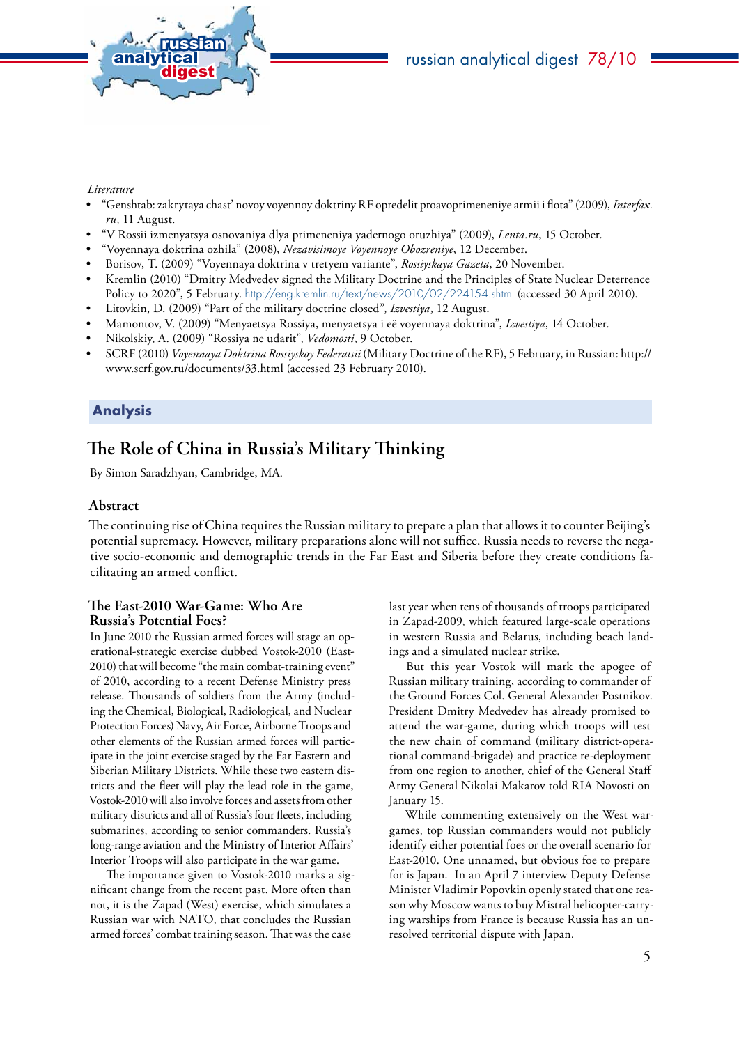*Literature*

- "Genshtab: zakrytaya chast' novoy voyennoy doktriny RF opredelit proavoprimeneniye armii i flota" (2009), *Interfax.ru*, 11 August.
- "V Rossii izmenyatsya osnovaniya dlya primeneniya yadernogo oruzhiya" (2009), *Lenta.ru*, 15 October.
- "Voyennaya doktrina ozhila" (2008), *Nezavisimoye Voyennoye Obozreniye*, 12 December.
- Borisov, T. (2009) "Voyennaya doktrina v tretyem variante", *Rossiyskaya Gazeta*, 20 November.
- Kremlin (2010) "Dmitry Medvedev signed the Military Doctrine and the Principles of State Nuclear Deterrence Policy to 2020", 5 February. http://eng.kremlin.ru/text/news/2010/02/224154.shtml (accessed 30 April 2010).
- Litovkin, D. (2009) "Part of the military doctrine closed", *Izvestiya*, 12 August.
- Mamontov, V. (2009) "Menyaetsya Rossiya, menyaetsya i eë voyennaya doktrina", *Izvestiya*, 14 October.
- Nikolskiy, A. (2009) "Rossiya ne udarit", *Vedomosti*, 9 October.
- SCRF (2010) *Voyennaya Doktrina Rossiyskoy Federatsii* (Military Doctrine of the RF), 5 February, in Russian: http://www.scrf.gov.ru/documents/33.html (accessed 23 February 2010).

**Analysis**

# The Role of China in Russia's Military Thinking

By Simon Saradzhyan, Cambridge, MA.

## Abstract

The continuing rise of China requires the Russian military to prepare a plan that allows it to counter Beijing's potential supremacy. However, military preparations alone will not suffice. Russia needs to reverse the negative socio-economic and demographic trends in the Far East and Siberia before they create conditions facilitating an armed conflict.

## The East-2010 War-Game: Who Are Russia's Potential Foes?

In June 2010 the Russian armed forces will stage an operational-strategic exercise dubbed Vostok-2010 (East-2010) that will become "the main combat-training event" of 2010, according to a recent Defense Ministry press release. Thousands of soldiers from the Army (including the Chemical, Biological, Radiological, and Nuclear Protection Forces) Navy, Air Force, Airborne Troops and other elements of the Russian armed forces will participate in the joint exercise staged by the Far Eastern and Siberian Military Districts. While these two eastern districts and the fleet will play the lead role in the game, Vostok-2010 will also involve forces and assets from other military districts and all of Russia's four fleets, including submarines, according to senior commanders. Russia's long-range aviation and the Ministry of Interior Affairs' Interior Troops will also participate in the war game.

The importance given to Vostok-2010 marks a significant change from the recent past. More often than not, it is the Zapad (West) exercise, which simulates a Russian war with NATO, that concludes the Russian armed forces' combat training season. That was the case last year when tens of thousands of troops participated in Zapad-2009, which featured large-scale operations in western Russia and Belarus, including beach landings and a simulated nuclear strike.

But this year Vostok will mark the apogee of Russian military training, according to commander of the Ground Forces Col. General Alexander Postnikov. President Dmitry Medvedev has already promised to attend the war-game, during which troops will test the new chain of command (military district-operational command-brigade) and practice re-deployment from one region to another, chief of the General Staff Army General Nikolai Makarov told RIA Novosti on January 15.

While commenting extensively on the West war-games, top Russian commanders would not publicly identify either potential foes or the overall scenario for East-2010. One unnamed, but obvious foe to prepare for is Japan. In an April 7 interview Deputy Defense Minister Vladimir Popovkin openly stated that one reason why Moscow wants to buy Mistral helicopter-carrying warships from France is because Russia has an unresolved territorial dispute with Japan.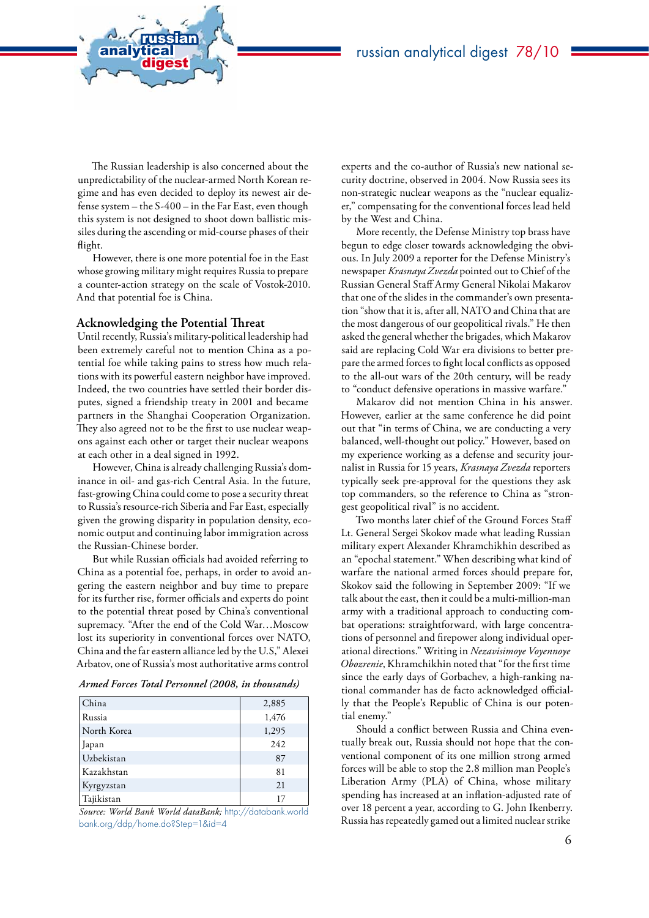The Russian leadership is also concerned about the unpredictability of the nuclear-armed North Korean regime and has even decided to deploy its newest air defense system – the S-400 – in the Far East, even though this system is not designed to shoot down ballistic missiles during the ascending or mid-course phases of their flight.

However, there is one more potential foe in the East whose growing military might requires Russia to prepare a counter-action strategy on the scale of Vostok-2010. And that potential foe is China.

## Acknowledging the Potential Threat

Until recently, Russia's military-political leadership had been extremely careful not to mention China as a potential foe while taking pains to stress how much relations with its powerful eastern neighbor have improved. Indeed, the two countries have settled their border disputes, signed a friendship treaty in 2001 and became partners in the Shanghai Cooperation Organization. They also agreed not to be the first to use nuclear weapons against each other or target their nuclear weapons at each other in a deal signed in 1992.

However, China is already challenging Russia's dominance in oil- and gas-rich Central Asia. In the future, fast-growing China could come to pose a security threat to Russia's resource-rich Siberia and Far East, especially given the growing disparity in population density, economic output and continuing labor immigration across the Russian-Chinese border.

But while Russian officials had avoided referring to China as a potential foe, perhaps, in order to avoid angering the eastern neighbor and buy time to prepare for its further rise, former officials and experts do point to the potential threat posed by China's conventional supremacy. "After the end of the Cold War…Moscow lost its superiority in conventional forces over NATO, China and the far eastern alliance led by the U.S," Alexei Arbatov, one of Russia's most authoritative arms control experts and the co-author of Russia's new national security doctrine, observed in 2004. Now Russia sees its non-strategic nuclear weapons as the "nuclear equalizer," compensating for the conventional forces lead held by the West and China.

More recently, the Defense Ministry top brass have begun to edge closer towards acknowledging the obvious. In July 2009 a reporter for the Defense Ministry's newspaper *Krasnaya Zvezda* pointed out to Chief of the Russian General Staff Army General Nikolai Makarov that one of the slides in the commander's own presentation "show that it is, after all, NATO and China that are the most dangerous of our geopolitical rivals." He then asked the general whether the brigades, which Makarov said are replacing Cold War era divisions to better prepare the armed forces to fight local conflicts as opposed to the all-out wars of the 20th century, will be ready to "conduct defensive operations in massive warfare."

Makarov did not mention China in his answer. However, earlier at the same conference he did point out that "in terms of China, we are conducting a very balanced, well-thought out policy." However, based on my experience working as a defense and security journalist in Russia for 15 years, *Krasnaya Zvezda* reporters typically seek pre-approval for the questions they ask top commanders, so the reference to China as "strongest geopolitical rival" is no accident.

Two months later chief of the Ground Forces Staff Lt. General Sergei Skokov made what leading Russian military expert Alexander Khramchikhin described as an "epochal statement." When describing what kind of warfare the national armed forces should prepare for, Skokov said the following in September 2009: "If we talk about the east, then it could be a multi-million-man army with a traditional approach to conducting combat operations: straightforward, with large concentrations of personnel and firepower along individual operational directions." Writing in *Nezavisimoye Voyennoye Obozrenie*, Khramchikhin noted that "for the first time since the early days of Gorbachev, a high-ranking national commander has de facto acknowledged officially that the People's Republic of China is our potential enemy."

Should a conflict between Russia and China eventually break out, Russia should not hope that the conventional component of its one million strong armed forces will be able to stop the 2.8 million man People's Liberation Army (PLA) of China, whose military spending has increased at an inflation-adjusted rate of over 18 percent a year, according to G. John Ikenberry. Russia has repeatedly gamed out a limited nuclear strike

*Armed Forces Total Personnel (2008, in thousands)*

| | |
|---|---|
| China | 2,885 |
| Russia | 1,476 |
| North Korea | 1,295 |
| Japan | 242 |
| Uzbekistan | 87 |
| Kazakhstan | 81 |
| Kyrgyzstan | 21 |
| Tajikistan | 17 |

*Source: World Bank World dataBank;* http://databank.worldbank.org/ddp/home.do?Step=1&id=4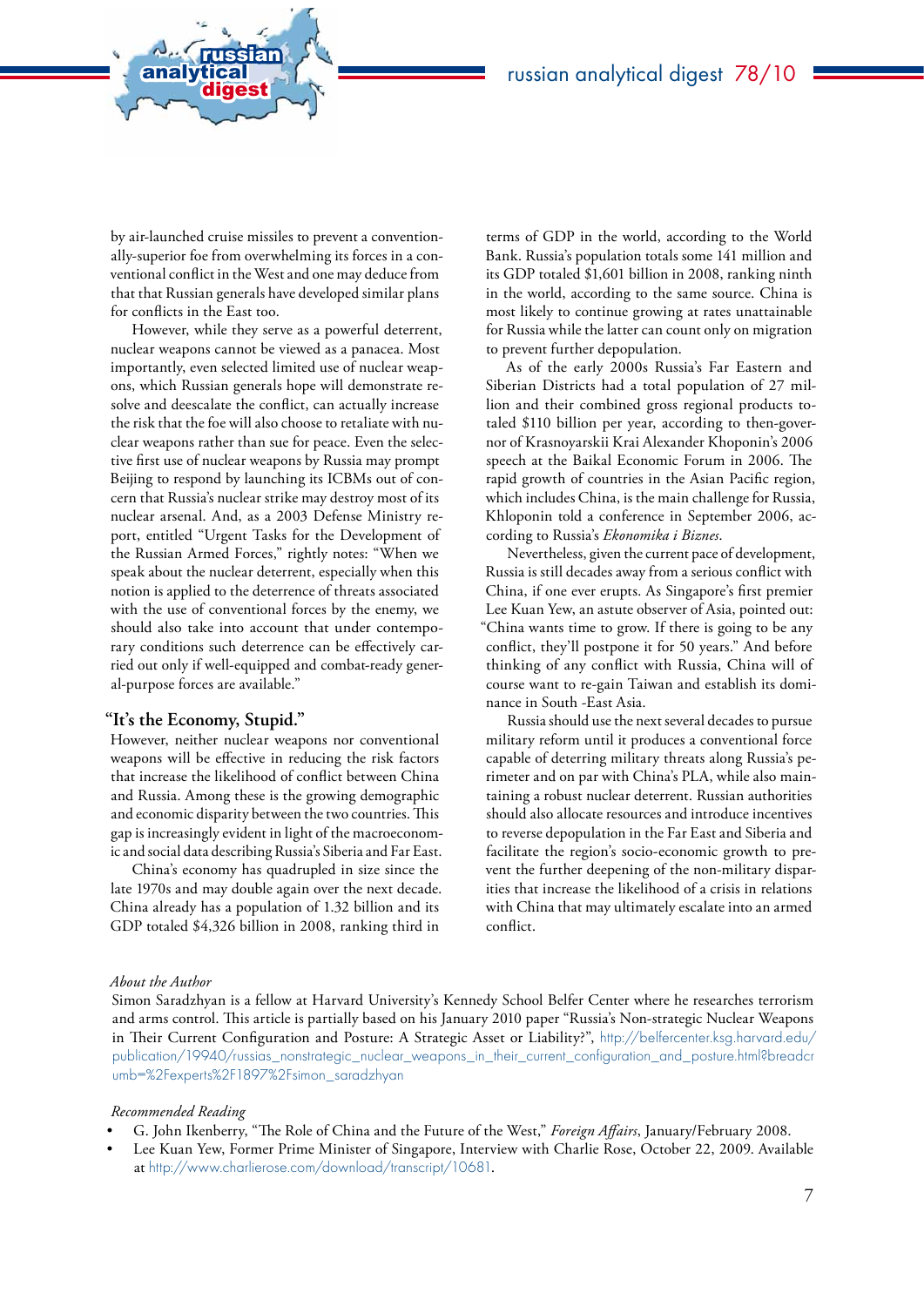by air-launched cruise missiles to prevent a conventionally-superior foe from overwhelming its forces in a conventional conflict in the West and one may deduce from that that Russian generals have developed similar plans for conflicts in the East too.

However, while they serve as a powerful deterrent, nuclear weapons cannot be viewed as a panacea. Most importantly, even selected limited use of nuclear weapons, which Russian generals hope will demonstrate resolve and deescalate the conflict, can actually increase the risk that the foe will also choose to retaliate with nuclear weapons rather than sue for peace. Even the selective first use of nuclear weapons by Russia may prompt Beijing to respond by launching its ICBMs out of concern that Russia's nuclear strike may destroy most of its nuclear arsenal. And, as a 2003 Defense Ministry report, entitled "Urgent Tasks for the Development of the Russian Armed Forces," rightly notes: "When we speak about the nuclear deterrent, especially when this notion is applied to the deterrence of threats associated with the use of conventional forces by the enemy, we should also take into account that under contemporary conditions such deterrence can be effectively carried out only if well-equipped and combat-ready general-purpose forces are available."

## "It's the Economy, Stupid."

However, neither nuclear weapons nor conventional weapons will be effective in reducing the risk factors that increase the likelihood of conflict between China and Russia. Among these is the growing demographic and economic disparity between the two countries. This gap is increasingly evident in light of the macroeconomic and social data describing Russia's Siberia and Far East.

China's economy has quadrupled in size since the late 1970s and may double again over the next decade. China already has a population of 1.32 billion and its GDP totaled $4,326 billion in 2008, ranking third in terms of GDP in the world, according to the World Bank. Russia's population totals some 141 million and its GDP totaled $1,601 billion in 2008, ranking ninth in the world, according to the same source. China is most likely to continue growing at rates unattainable for Russia while the latter can count only on migration to prevent further depopulation.

As of the early 2000s Russia's Far Eastern and Siberian Districts had a total population of 27 million and their combined gross regional products totaled $110 billion per year, according to then-governor of Krasnoyarskii Krai Alexander Khoponin's 2006 speech at the Baikal Economic Forum in 2006. The rapid growth of countries in the Asian Pacific region, which includes China, is the main challenge for Russia, Khloponin told a conference in September 2006, according to Russia's *Ekonomika i Biznes*.

Nevertheless, given the current pace of development, Russia is still decades away from a serious conflict with China, if one ever erupts. As Singapore's first premier Lee Kuan Yew, an astute observer of Asia, pointed out: "China wants time to grow. If there is going to be any conflict, they'll postpone it for 50 years." And before thinking of any conflict with Russia, China will of course want to re-gain Taiwan and establish its dominance in South -East Asia.

Russia should use the next several decades to pursue military reform until it produces a conventional force capable of deterring military threats along Russia's perimeter and on par with China's PLA, while also maintaining a robust nuclear deterrent. Russian authorities should also allocate resources and introduce incentives to reverse depopulation in the Far East and Siberia and facilitate the region's socio-economic growth to prevent the further deepening of the non-military disparities that increase the likelihood of a crisis in relations with China that may ultimately escalate into an armed conflict.

*About the Author*

Simon Saradzhyan is a fellow at Harvard University's Kennedy School Belfer Center where he researches terrorism and arms control. This article is partially based on his January 2010 paper "Russia's Non-strategic Nuclear Weapons in Their Current Configuration and Posture: A Strategic Asset or Liability?", http://belfercenter.ksg.harvard.edu/publication/19940/russias_nonstrategic_nuclear_weapons_in_their_current_configuration_and_posture.html?breadcrumb=%2Fexperts%2F1897%2Fsimon_saradzhyan

*Recommended Reading*

- G. John Ikenberry, "The Role of China and the Future of the West," *Foreign Affairs*, January/February 2008.
- Lee Kuan Yew, Former Prime Minister of Singapore, Interview with Charlie Rose, October 22, 2009. Available at http://www.charlierose.com/download/transcript/10681.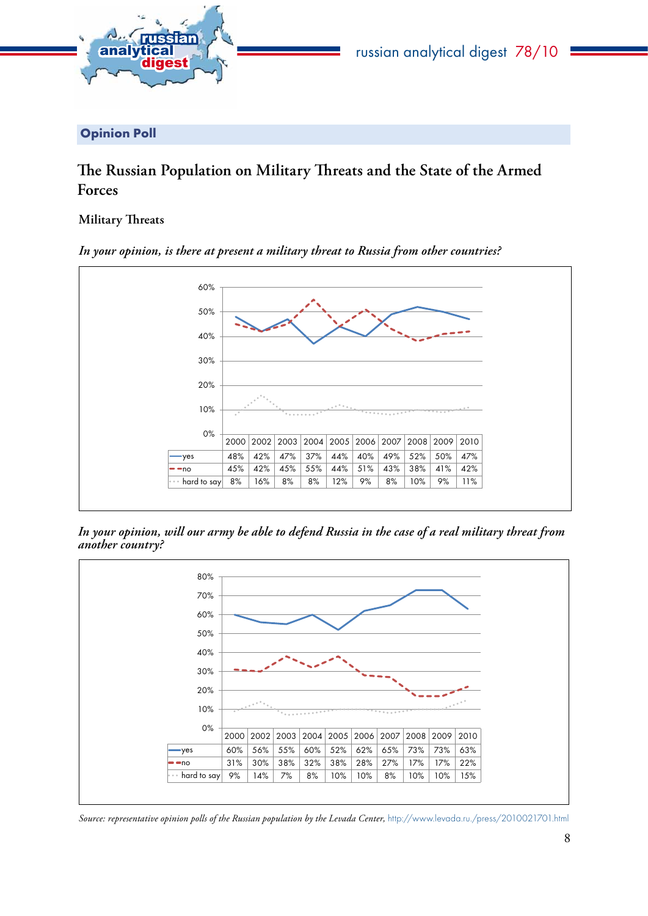**Opinion Poll**

# The Russian Population on Military Threats and the State of the Armed Forces

## Military Threats

*In your opinion, is there at present a military threat to Russia from other countries?*

| | 2000 | 2002 | 2003 | 2004 | 2005 | 2006 | 2007 | 2008 | 2009 | 2010 |
|---|---|---|---|---|---|---|---|---|---|---|
| yes | 48% | 42% | 47% | 37% | 44% | 40% | 49% | 52% | 50% | 47% |
| no | 45% | 42% | 45% | 55% | 44% | 51% | 43% | 38% | 41% | 42% |
| hard to say | 8% | 16% | 8% | 8% | 12% | 9% | 8% | 10% | 9% | 11% |

*In your opinion, will our army be able to defend Russia in the case of a real military threat from another country?*

| | 2000 | 2002 | 2003 | 2004 | 2005 | 2006 | 2007 | 2008 | 2009 | 2010 |
|---|---|---|---|---|---|---|---|---|---|---|
| yes | 60% | 56% | 55% | 60% | 52% | 62% | 65% | 73% | 73% | 63% |
| no | 31% | 30% | 38% | 32% | 38% | 28% | 27% | 17% | 17% | 22% |
| hard to say | 9% | 14% | 7% | 8% | 10% | 10% | 8% | 10% | 10% | 15% |

*Source: representative opinion polls of the Russian population by the Levada Center,* http://www.levada.ru./press/2010021701.html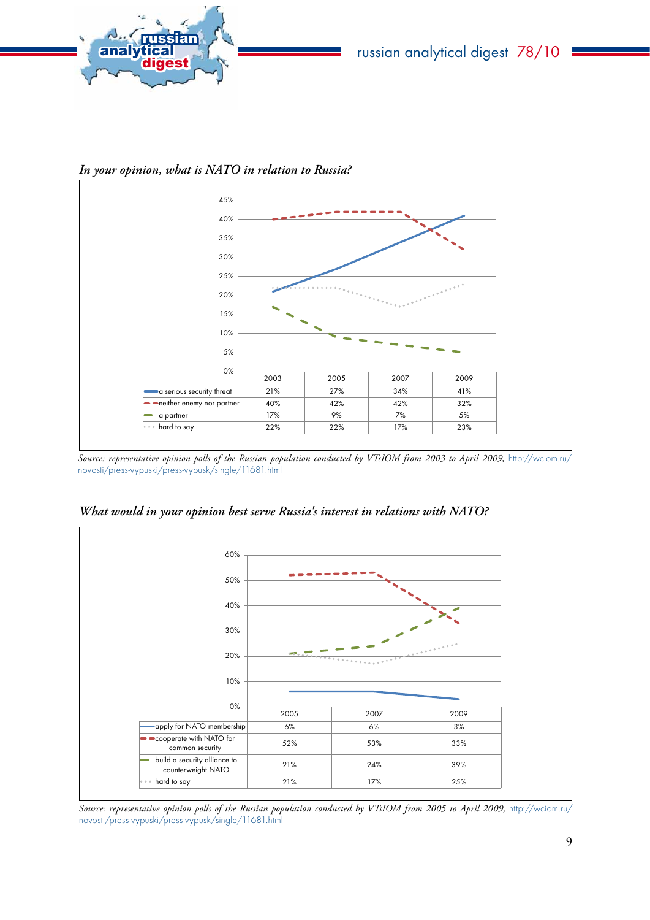*In your opinion, what is NATO in relation to Russia?*

| | 2003 | 2005 | 2007 | 2009 |
|---|---|---|---|---|
| a serious security threat | 21% | 27% | 34% | 41% |
| neither enemy nor partner | 40% | 42% | 42% | 32% |
| a partner | 17% | 9% | 7% | 5% |
| hard to say | 22% | 22% | 17% | 23% |

*Source: representative opinion polls of the Russian population conducted by VTsIOM from 2003 to April 2009,* http://wciom.ru/novosti/press-vypuski/press-vypusk/single/11681.html

*What would in your opinion best serve Russia's interest in relations with NATO?*

| | 2005 | 2007 | 2009 |
|---|---|---|---|
| apply for NATO membership | 6% | 6% | 3% |
| cooperate with NATO for common security | 52% | 53% | 33% |
| build a security alliance to counterweight NATO | 21% | 24% | 39% |
| hard to say | 21% | 17% | 25% |

*Source: representative opinion polls of the Russian population conducted by VTsIOM from 2005 to April 2009,* http://wciom.ru/novosti/press-vypuski/press-vypusk/single/11681.html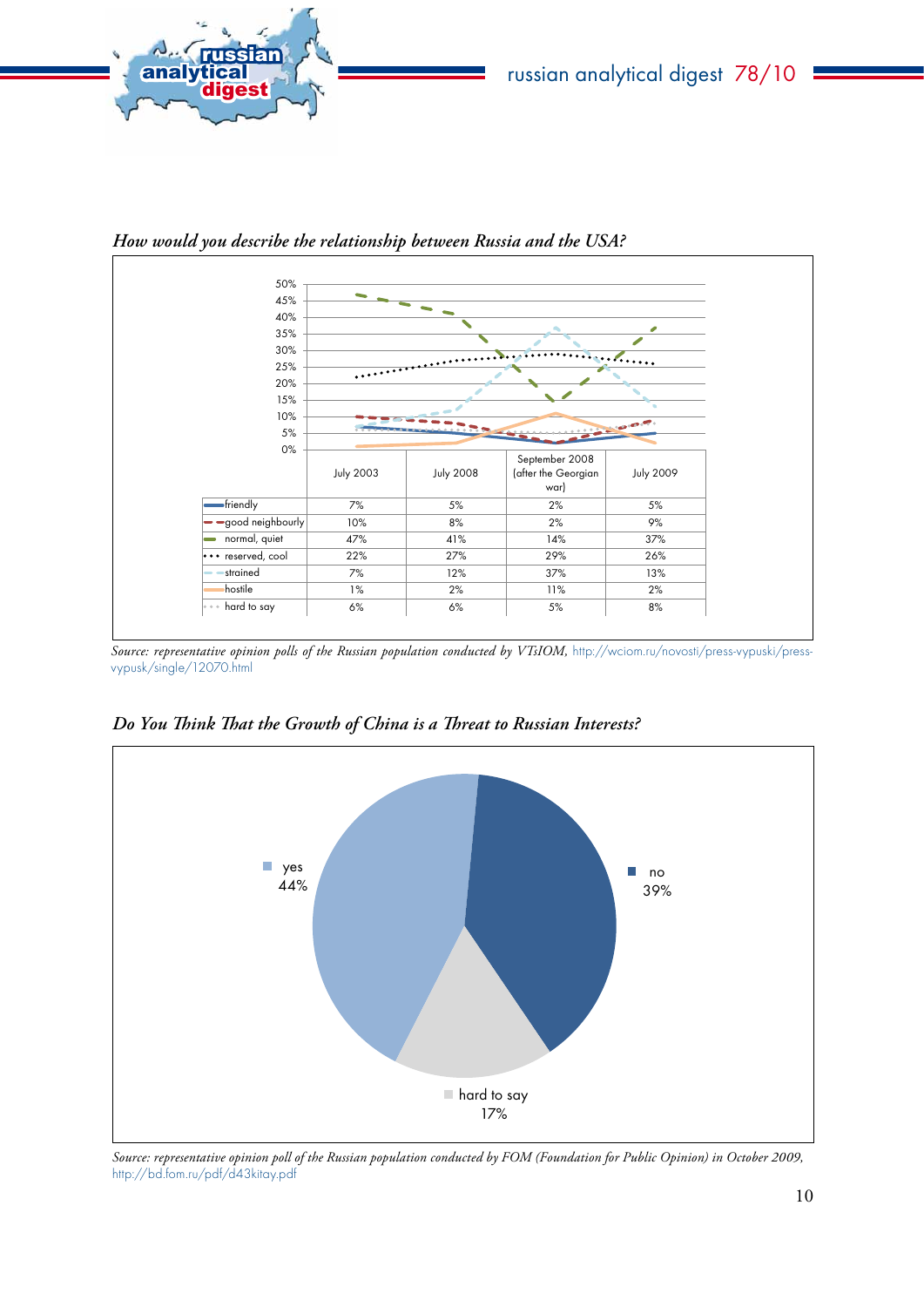*How would you describe the relationship between Russia and the USA?*

| | July 2003 | July 2008 | September 2008 (after the Georgian war) | July 2009 |
|---|---|---|---|---|
| friendly | 7% | 5% | 2% | 5% |
| good neighbourly | 10% | 8% | 2% | 9% |
| normal, quiet | 47% | 41% | 14% | 37% |
| reserved, cool | 22% | 27% | 29% | 26% |
| strained | 7% | 12% | 37% | 13% |
| hostile | 1% | 2% | 11% | 2% |
| hard to say | 6% | 6% | 5% | 8% |

*Source: representative opinion polls of the Russian population conducted by VTsIOM,* http://wciom.ru/novosti/press-vypuski/press-vypusk/single/12070.html

*Do You Think That the Growth of China is a Threat to Russian Interests?*

| Answer | Share |
|---|---|
| yes | 44% |
| no | 39% |
| hard to say | 17% |

*Source: representative opinion poll of the Russian population conducted by FOM (Foundation for Public Opinion) in October 2009,* http://bd.fom.ru/pdf/d43kitay.pdf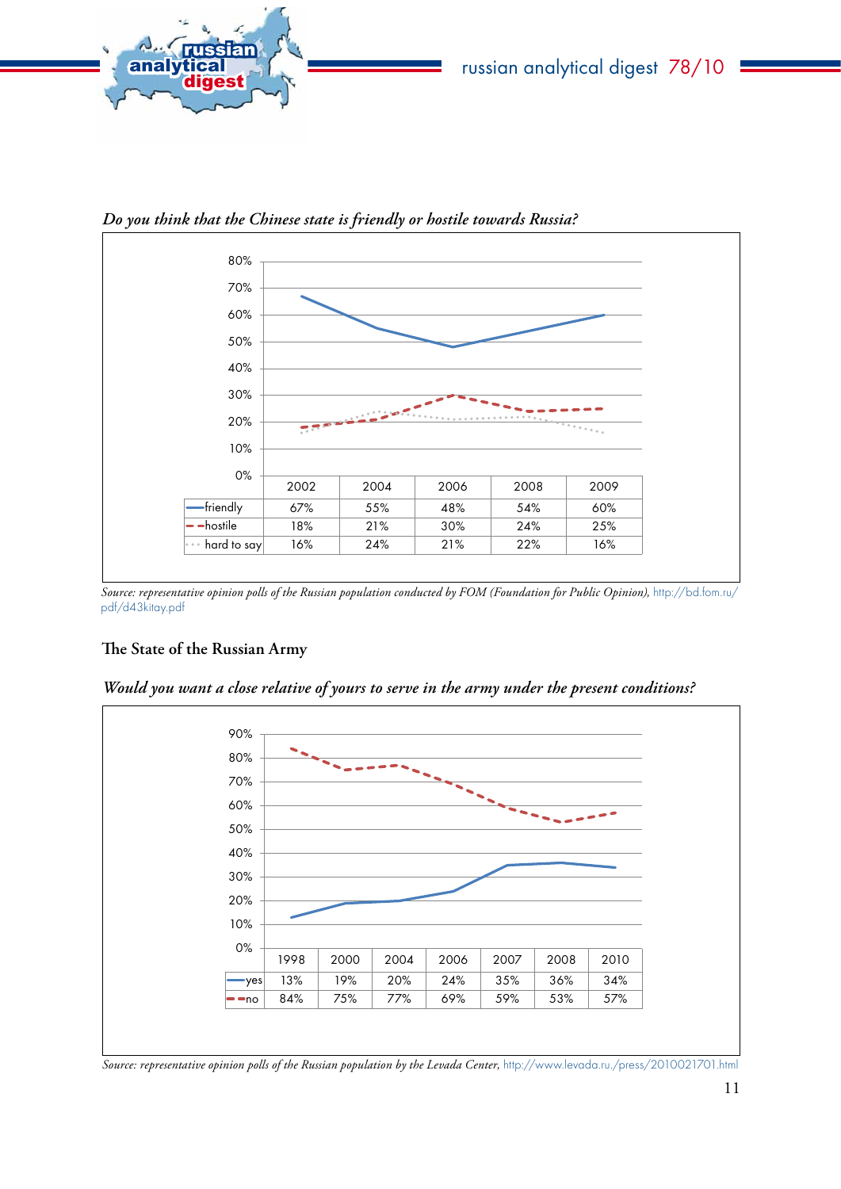*Do you think that the Chinese state is friendly or hostile towards Russia?*

| | 2002 | 2004 | 2006 | 2008 | 2009 |
|---|---|---|---|---|---|
| friendly | 67% | 55% | 48% | 54% | 60% |
| hostile | 18% | 21% | 30% | 24% | 25% |
| hard to say | 16% | 24% | 21% | 22% | 16% |

*Source: representative opinion polls of the Russian population conducted by FOM (Foundation for Public Opinion),* http://bd.fom.ru/pdf/d43kitay.pdf

## The State of the Russian Army

*Would you want a close relative of yours to serve in the army under the present conditions?*

| | 1998 | 2000 | 2004 | 2006 | 2007 | 2008 | 2010 |
|---|---|---|---|---|---|---|---|
| yes | 13% | 19% | 20% | 24% | 35% | 36% | 34% |
| no | 84% | 75% | 77% | 69% | 59% | 53% | 57% |

*Source: representative opinion polls of the Russian population by the Levada Center,* http://www.levada.ru./press/2010021701.html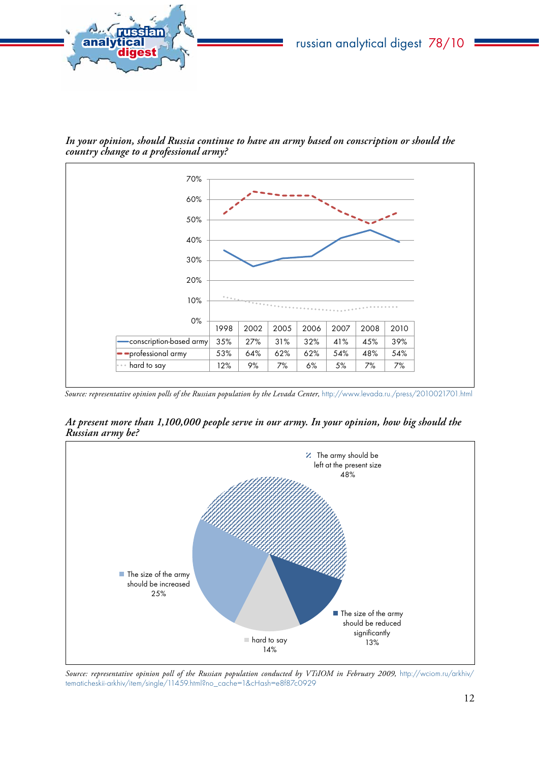*In your opinion, should Russia continue to have an army based on conscription or should the country change to a professional army?*

| | 1998 | 2002 | 2005 | 2006 | 2007 | 2008 | 2010 |
|---|---|---|---|---|---|---|---|
| conscription-based army | 35% | 27% | 31% | 32% | 41% | 45% | 39% |
| professional army | 53% | 64% | 62% | 62% | 54% | 48% | 54% |
| hard to say | 12% | 9% | 7% | 6% | 5% | 7% | 7% |

*Source: representative opinion polls of the Russian population by the Levada Center,* http://www.levada.ru./press/2010021701.html

*At present more than 1,100,000 people serve in our army. In your opinion, how big should the Russian army be?*

| | |
|---|---|
| The army should be left at the present size | 48% |
| The size of the army should be increased | 25% |
| hard to say | 14% |
| The size of the army should be reduced significantly | 13% |

*Source: representative opinion poll of the Russian population conducted by VTsIOM in February 2009,* http://wciom.ru/arkhiv/tematicheskii-arkhiv/item/single/11459.html?no_cache=1&cHash=e8f87c0929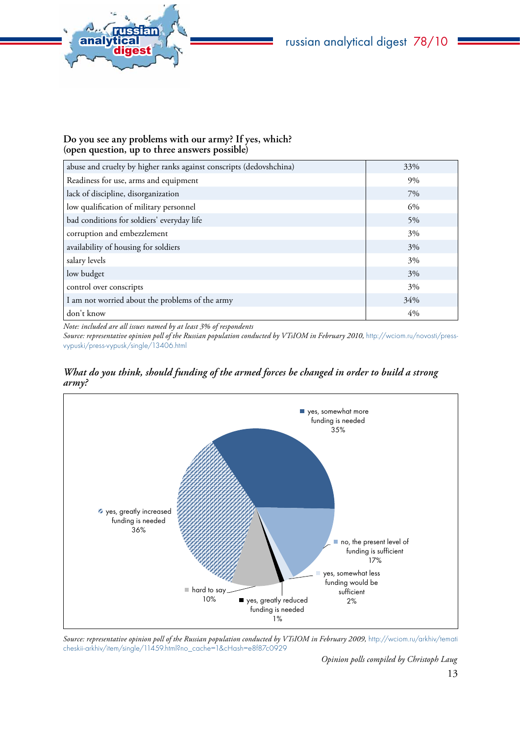**Do you see any problems with our army? If yes, which?**
**(open question, up to three answers possible)**

| | |
|---|---|
| abuse and cruelty by higher ranks against conscripts (dedovshchina) | 33% |
| Readiness for use, arms and equipment | 9% |
| lack of discipline, disorganization | 7% |
| low qualification of military personnel | 6% |
| bad conditions for soldiers' everyday life | 5% |
| corruption and embezzlement | 3% |
| availability of housing for soldiers | 3% |
| salary levels | 3% |
| low budget | 3% |
| control over conscripts | 3% |
| I am not worried about the problems of the army | 34% |
| don't know | 4% |

*Note: included are all issues named by at least 3% of respondents*

*Source: representative opinion poll of the Russian population conducted by VTsIOM in February 2010,* http://wciom.ru/novosti/press-vypuski/press-vypusk/single/13406.html

***What do you think, should funding of the armed forces be changed in order to build a strong army?***

| Answer | % |
|---|---|
| yes, somewhat more funding is needed | 35% |
| no, the present level of funding is sufficient | 17% |
| yes, somewhat less funding would be sufficient | 2% |
| yes, greatly reduced funding is needed | 1% |
| hard to say | 10% |
| yes, greatly increased funding is needed | 36% |

*Source: representative opinion poll of the Russian population conducted by VTsIOM in February 2009,* http://wciom.ru/arkhiv/tematicheskii-arkhiv/item/single/11459.html?no_cache=1&cHash=e8f87c0929

*Opinion polls compiled by Christoph Laug*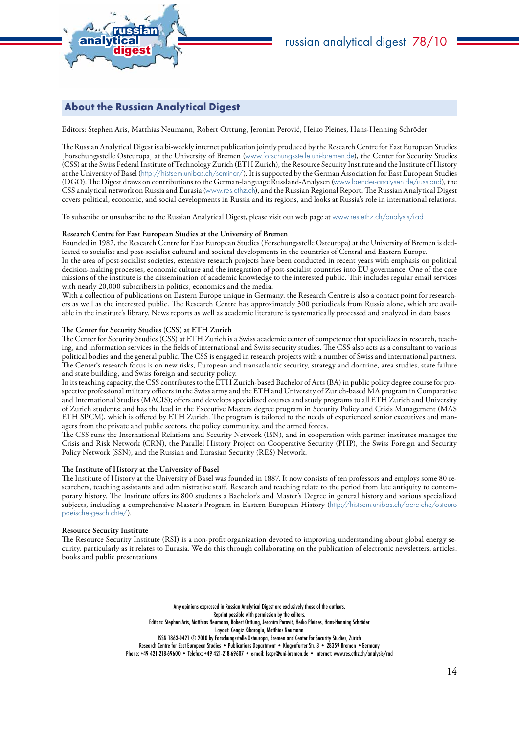## About the Russian Analytical Digest

Editors: Stephen Aris, Matthias Neumann, Robert Orttung, Jeronim Perović, Heiko Pleines, Hans-Henning Schröder

The Russian Analytical Digest is a bi-weekly internet publication jointly produced by the Research Centre for East European Studies [Forschungsstelle Osteuropa] at the University of Bremen (www.forschungsstelle.uni-bremen.de), the Center for Security Studies (CSS) at the Swiss Federal Institute of Technology Zurich (ETH Zurich), the Resource Security Institute and the Institute of History at the University of Basel (http://histsem.unibas.ch/seminar/). It is supported by the German Association for East European Studies (DGO). The Digest draws on contributions to the German-language Russland-Analysen (www.laender-analysen.de/russland), the CSS analytical network on Russia and Eurasia (www.res.ethz.ch), and the Russian Regional Report. The Russian Analytical Digest covers political, economic, and social developments in Russia and its regions, and looks at Russia's role in international relations.

To subscribe or unsubscribe to the Russian Analytical Digest, please visit our web page at www.res.ethz.ch/analysis/rad

**Research Centre for East European Studies at the University of Bremen**

Founded in 1982, the Research Centre for East European Studies (Forschungsstelle Osteuropa) at the University of Bremen is dedicated to socialist and post-socialist cultural and societal developments in the countries of Central and Eastern Europe.

In the area of post-socialist societies, extensive research projects have been conducted in recent years with emphasis on political decision-making processes, economic culture and the integration of post-socialist countries into EU governance. One of the core missions of the institute is the dissemination of academic knowledge to the interested public. This includes regular email services with nearly 20,000 subscribers in politics, economics and the media.

With a collection of publications on Eastern Europe unique in Germany, the Research Centre is also a contact point for researchers as well as the interested public. The Research Centre has approximately 300 periodicals from Russia alone, which are available in the institute's library. News reports as well as academic literature is systematically processed and analyzed in data bases.

**The Center for Security Studies (CSS) at ETH Zurich**

The Center for Security Studies (CSS) at ETH Zurich is a Swiss academic center of competence that specializes in research, teaching, and information services in the fields of international and Swiss security studies. The CSS also acts as a consultant to various political bodies and the general public. The CSS is engaged in research projects with a number of Swiss and international partners. The Center's research focus is on new risks, European and transatlantic security, strategy and doctrine, area studies, state failure and state building, and Swiss foreign and security policy.

In its teaching capacity, the CSS contributes to the ETH Zurich-based Bachelor of Arts (BA) in public policy degree course for prospective professional military officers in the Swiss army and the ETH and University of Zurich-based MA program in Comparative and International Studies (MACIS); offers and develops specialized courses and study programs to all ETH Zurich and University of Zurich students; and has the lead in the Executive Masters degree program in Security Policy and Crisis Management (MAS ETH SPCM), which is offered by ETH Zurich. The program is tailored to the needs of experienced senior executives and managers from the private and public sectors, the policy community, and the armed forces.

The CSS runs the International Relations and Security Network (ISN), and in cooperation with partner institutes manages the Crisis and Risk Network (CRN), the Parallel History Project on Cooperative Security (PHP), the Swiss Foreign and Security Policy Network (SSN), and the Russian and Eurasian Security (RES) Network.

**The Institute of History at the University of Basel**

The Institute of History at the University of Basel was founded in 1887. It now consists of ten professors and employs some 80 researchers, teaching assistants and administrative staff. Research and teaching relate to the period from late antiquity to contemporary history. The Institute offers its 800 students a Bachelor's and Master's Degree in general history and various specialized subjects, including a comprehensive Master's Program in Eastern European History (http://histsem.unibas.ch/bereiche/osteuropaeische-geschichte/).

**Resource Security Institute**

The Resource Security Institute (RSI) is a non-profit organization devoted to improving understanding about global energy security, particularly as it relates to Eurasia. We do this through collaborating on the publication of electronic newsletters, articles, books and public presentations.

Any opinions expressed in Russian Analytical Digest are exclusively those of the authors.
Reprint possible with permission by the editors.
Editors: Stephen Aris, Matthias Neumann, Robert Orttung, Jeronim Perović, Heiko Pleines, Hans-Henning Schröder
Layout: Cengiz Kibaroglu, Matthias Neumann
ISSN 1863-0421 © 2010 by Forschungsstelle Osteuropa, Bremen and Center for Security Studies, Zürich
Research Centre for East European Studies • Publications Department • Klagenfurter Str. 3 • 28359 Bremen • Germany
Phone: +49 421-218-69600 • Telefax: +49 421-218-69607 • e-mail: fsopr@uni-bremen.de • Internet: www.res.ethz.ch/analysis/rad